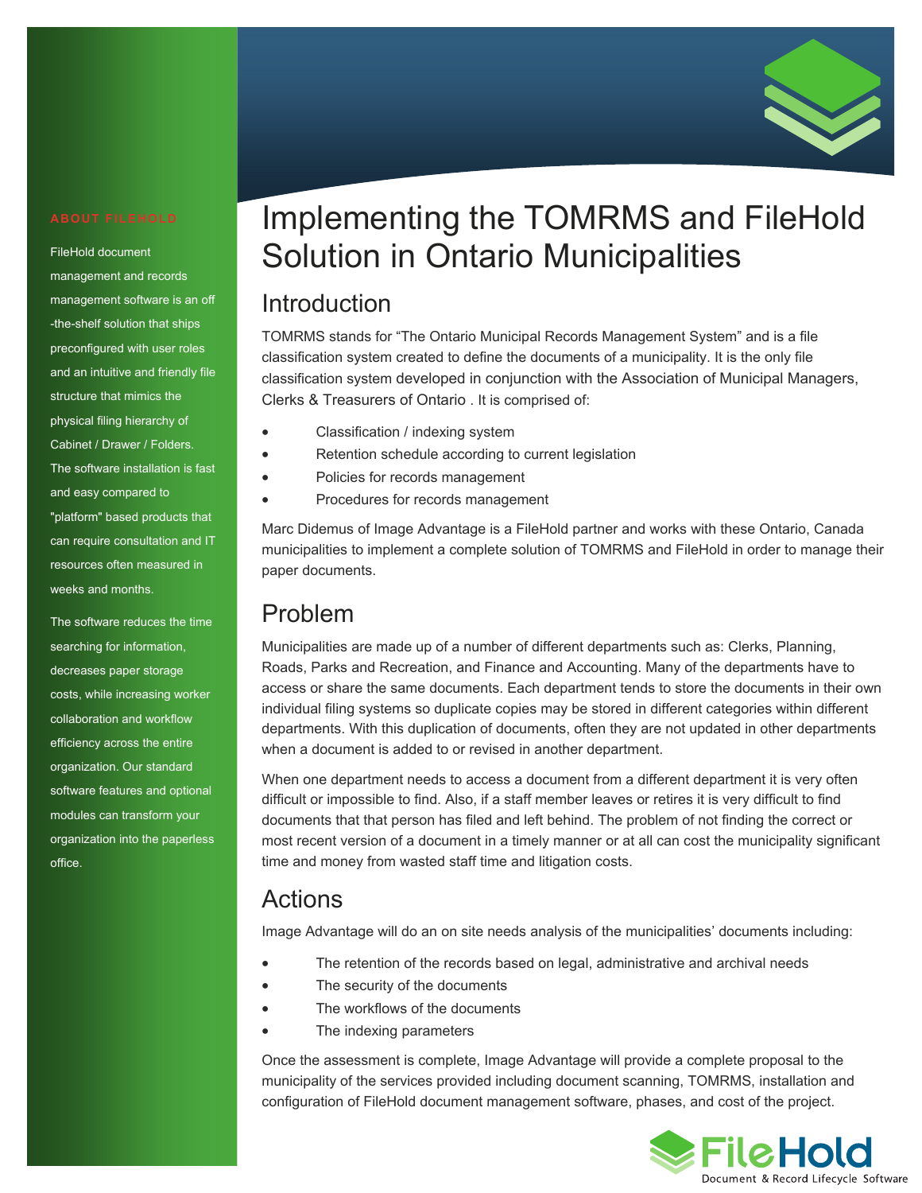# Implementing the TOMRMS and FileHold Solution in Ontario Municipalities

## Introduction

TOMRMS stands for "The Ontario Municipal Records Management System" and is a file classification system created to define the documents of a municipality. It is the only file classification system developed in conjunction with the Association of Municipal Managers, Clerks & Treasurers of Ontario . It is comprised of:

- Classification / indexing system
- Retention schedule according to current legislation
- Policies for records management
- Procedures for records management

Marc Didemus of Image Advantage is a FileHold partner and works with these Ontario, Canada municipalities to implement a complete solution of TOMRMS and FileHold in order to manage their paper documents.

## Problem

Municipalities are made up of a number of different departments such as: Clerks, Planning, Roads, Parks and Recreation, and Finance and Accounting. Many of the departments have to access or share the same documents. Each department tends to store the documents in their own individual filing systems so duplicate copies may be stored in different categories within different departments. With this duplication of documents, often they are not updated in other departments when a document is added to or revised in another department.

When one department needs to access a document from a different department it is very often difficult or impossible to find. Also, if a staff member leaves or retires it is very difficult to find documents that that person has filed and left behind. The problem of not finding the correct or most recent version of a document in a timely manner or at all can cost the municipality significant time and money from wasted staff time and litigation costs.

## Actions

Image Advantage will do an on site needs analysis of the municipalities' documents including:

- The retention of the records based on legal, administrative and archival needs
- The security of the documents
- The workflows of the documents
- The indexing parameters

Once the assessment is complete, Image Advantage will provide a complete proposal to the municipality of the services provided including document scanning, TOMRMS, installation and configuration of FileHold document management software, phases, and cost of the project.

### ABOUT FILEHOLD

FileHold document management and records management software is an off-the-shelf solution that ships preconfigured with user roles and an intuitive and friendly file structure that mimics the physical filing hierarchy of Cabinet / Drawer / Folders. The software installation is fast and easy compared to "platform" based products that can require consultation and IT resources often measured in weeks and months.

The software reduces the time searching for information, decreases paper storage costs, while increasing worker collaboration and workflow efficiency across the entire organization. Our standard software features and optional modules can transform your organization into the paperless office.

FileHold
Document & Record Lifecycle Software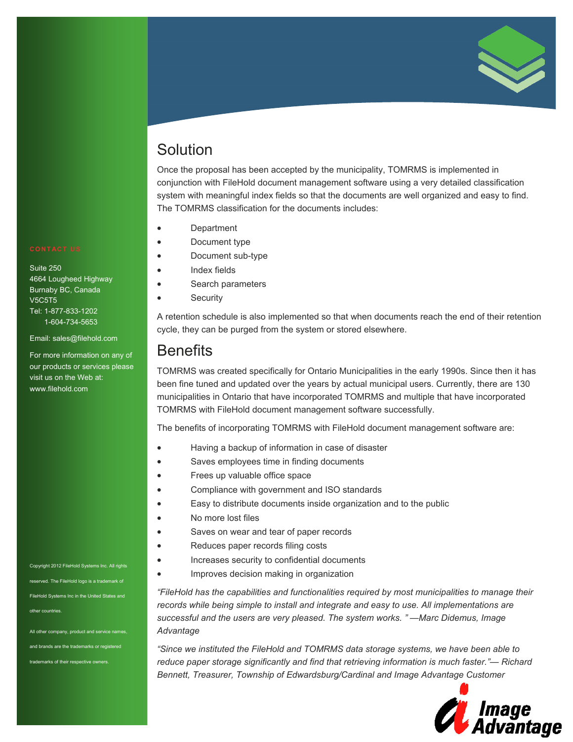## Solution

Once the proposal has been accepted by the municipality, TOMRMS is implemented in conjunction with FileHold document management software using a very detailed classification system with meaningful index fields so that the documents are well organized and easy to find. The TOMRMS classification for the documents includes:

- Department
- Document type
- Document sub-type
- Index fields
- Search parameters
- Security

A retention schedule is also implemented so that when documents reach the end of their retention cycle, they can be purged from the system or stored elsewhere.

## Benefits

TOMRMS was created specifically for Ontario Municipalities in the early 1990s. Since then it has been fine tuned and updated over the years by actual municipal users. Currently, there are 130 municipalities in Ontario that have incorporated TOMRMS and multiple that have incorporated TOMRMS with FileHold document management software successfully.

The benefits of incorporating TOMRMS with FileHold document management software are:

- Having a backup of information in case of disaster
- Saves employees time in finding documents
- Frees up valuable office space
- Compliance with government and ISO standards
- Easy to distribute documents inside organization and to the public
- No more lost files
- Saves on wear and tear of paper records
- Reduces paper records filing costs
- Increases security to confidential documents
- Improves decision making in organization

*"FileHold has the capabilities and functionalities required by most municipalities to manage their records while being simple to install and integrate and easy to use. All implementations are successful and the users are very pleased. The system works. " —Marc Didemus, Image Advantage*

*"Since we instituted the FileHold and TOMRMS data storage systems, we have been able to reduce paper storage significantly and find that retrieving information is much faster."— Richard Bennett, Treasurer, Township of Edwardsburg/Cardinal and Image Advantage Customer*

Image Advantage

CONTACT US

Suite 250
4664 Lougheed Highway
Burnaby BC, Canada
V5C5T5
Tel: 1-877-833-1202
1-604-734-5653

Email: sales@filehold.com

For more information on any of our products or services please visit us on the Web at: www.filehold.com

Copyright 2012 FileHold Systems Inc. All rights reserved. The FileHold logo is a trademark of FileHold Systems Inc in the United States and other countries.

All other company, product and service names, and brands are the trademarks or registered trademarks of their respective owners.